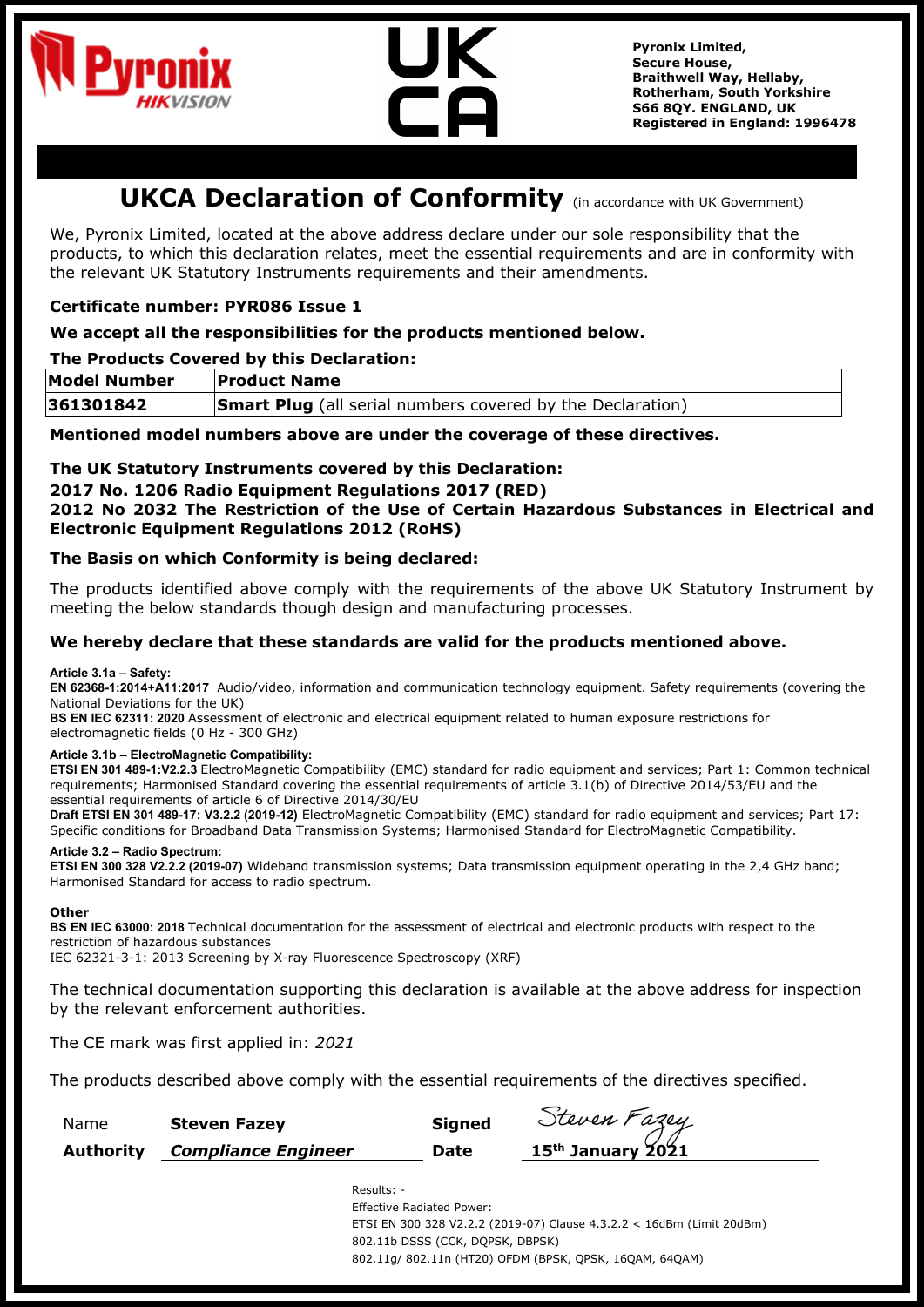Pyronix HIKVISION

UK CA

**Pyronix Limited,**
**Secure House,**
**Braithwell Way, Hellaby,**
**Rotherham, South Yorkshire**
**S66 8QY. ENGLAND, UK**
**Registered in England: 1996478**

# UKCA Declaration of Conformity (in accordance with UK Government)

We, Pyronix Limited, located at the above address declare under our sole responsibility that the products, to which this declaration relates, meet the essential requirements and are in conformity with the relevant UK Statutory Instruments requirements and their amendments.

**Certificate number: PYR086 Issue 1**

**We accept all the responsibilities for the products mentioned below.**

**The Products Covered by this Declaration:**

| Model Number | Product Name |
|---|---|
| 361301842 | **Smart Plug** (all serial numbers covered by the Declaration) |

**Mentioned model numbers above are under the coverage of these directives.**

**The UK Statutory Instruments covered by this Declaration:**
**2017 No. 1206 Radio Equipment Regulations 2017 (RED)**
**2012 No 2032 The Restriction of the Use of Certain Hazardous Substances in Electrical and Electronic Equipment Regulations 2012 (RoHS)**

**The Basis on which Conformity is being declared:**

The products identified above comply with the requirements of the above UK Statutory Instrument by meeting the below standards though design and manufacturing processes.

**We hereby declare that these standards are valid for the products mentioned above.**

**Article 3.1a – Safety:**
**EN 62368-1:2014+A11:2017** Audio/video, information and communication technology equipment. Safety requirements (covering the National Deviations for the UK)
**BS EN IEC 62311: 2020** Assessment of electronic and electrical equipment related to human exposure restrictions for electromagnetic fields (0 Hz - 300 GHz)

**Article 3.1b – ElectroMagnetic Compatibility:**
**ETSI EN 301 489-1:V2.2.3** ElectroMagnetic Compatibility (EMC) standard for radio equipment and services; Part 1: Common technical requirements; Harmonised Standard covering the essential requirements of article 3.1(b) of Directive 2014/53/EU and the essential requirements of article 6 of Directive 2014/30/EU
**Draft ETSI EN 301 489-17: V3.2.2 (2019-12)** ElectroMagnetic Compatibility (EMC) standard for radio equipment and services; Part 17: Specific conditions for Broadband Data Transmission Systems; Harmonised Standard for ElectroMagnetic Compatibility.

**Article 3.2 – Radio Spectrum:**
**ETSI EN 300 328 V2.2.2 (2019-07)** Wideband transmission systems; Data transmission equipment operating in the 2,4 GHz band; Harmonised Standard for access to radio spectrum.

**Other**
**BS EN IEC 63000: 2018** Technical documentation for the assessment of electrical and electronic products with respect to the restriction of hazardous substances
IEC 62321-3-1: 2013 Screening by X-ray Fluorescence Spectroscopy (XRF)

The technical documentation supporting this declaration is available at the above address for inspection by the relevant enforcement authorities.

The CE mark was first applied in: *2021*

The products described above comply with the essential requirements of the directives specified.

| | | | |
|---|---|---|---|
| Name | **Steven Fazey** | **Signed** | Steven Fazey |
| **Authority** | ***Compliance Engineer*** | **Date** | **15th January 2021** |

Results: -
Effective Radiated Power:
ETSI EN 300 328 V2.2.2 (2019-07) Clause 4.3.2.2 < 16dBm (Limit 20dBm)
802.11b DSSS (CCK, DQPSK, DBPSK)
802.11g/ 802.11n (HT20) OFDM (BPSK, QPSK, 16QAM, 64QAM)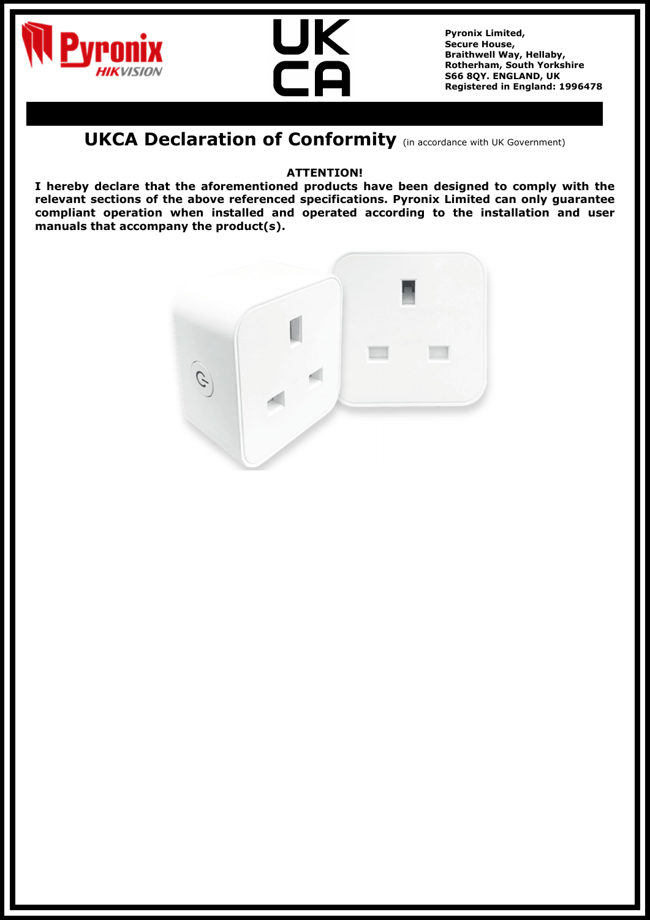Pyronix Limited,
Secure House,
Braithwell Way, Hellaby,
Rotherham, South Yorkshire
S66 8QY. ENGLAND, UK
Registered in England: 1996478

# UKCA Declaration of Conformity (in accordance with UK Government)

**ATTENTION!**

**I hereby declare that the aforementioned products have been designed to comply with the relevant sections of the above referenced specifications. Pyronix Limited can only guarantee compliant operation when installed and operated according to the installation and user manuals that accompany the product(s).**